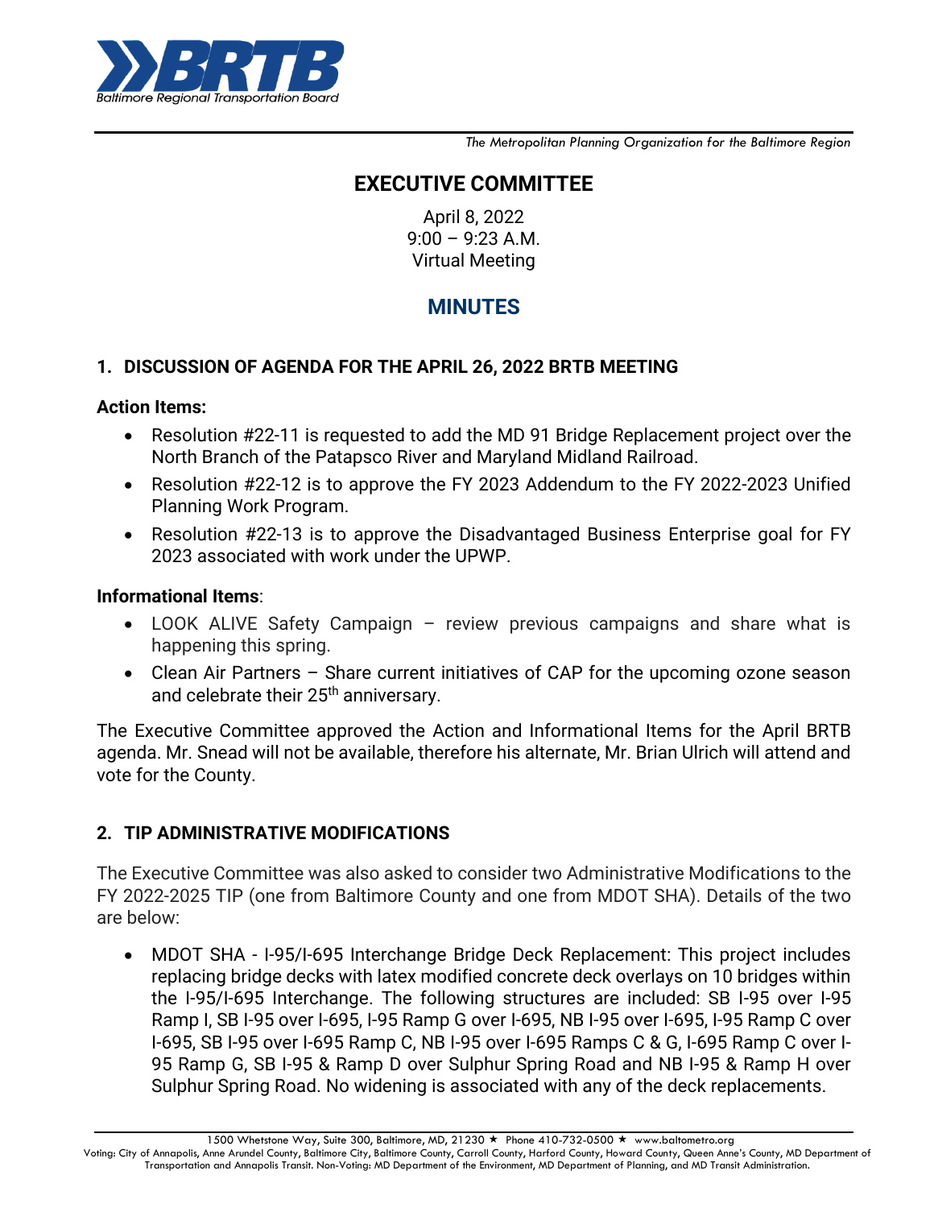**Baltimore Regional Transportation Board**

*The Metropolitan Planning Organization for the Baltimore Region*

# EXECUTIVE COMMITTEE

April 8, 2022
9:00 – 9:23 A.M.
Virtual Meeting

## MINUTES

### 1. DISCUSSION OF AGENDA FOR THE APRIL 26, 2022 BRTB MEETING

**Action Items:**

- Resolution #22-11 is requested to add the MD 91 Bridge Replacement project over the North Branch of the Patapsco River and Maryland Midland Railroad.
- Resolution #22-12 is to approve the FY 2023 Addendum to the FY 2022-2023 Unified Planning Work Program.
- Resolution #22-13 is to approve the Disadvantaged Business Enterprise goal for FY 2023 associated with work under the UPWP.

**Informational Items**:

- LOOK ALIVE Safety Campaign – review previous campaigns and share what is happening this spring.
- Clean Air Partners – Share current initiatives of CAP for the upcoming ozone season and celebrate their 25th anniversary.

The Executive Committee approved the Action and Informational Items for the April BRTB agenda. Mr. Snead will not be available, therefore his alternate, Mr. Brian Ulrich will attend and vote for the County.

### 2. TIP ADMINISTRATIVE MODIFICATIONS

The Executive Committee was also asked to consider two Administrative Modifications to the FY 2022-2025 TIP (one from Baltimore County and one from MDOT SHA). Details of the two are below:

- MDOT SHA - I-95/I-695 Interchange Bridge Deck Replacement: This project includes replacing bridge decks with latex modified concrete deck overlays on 10 bridges within the I-95/I-695 Interchange. The following structures are included: SB I-95 over I-95 Ramp I, SB I-95 over I-695, I-95 Ramp G over I-695, NB I-95 over I-695, I-95 Ramp C over I-695, SB I-95 over I-695 Ramp C, NB I-95 over I-695 Ramps C & G, I-695 Ramp C over I-95 Ramp G, SB I-95 & Ramp D over Sulphur Spring Road and NB I-95 & Ramp H over Sulphur Spring Road. No widening is associated with any of the deck replacements.

1500 Whetstone Way, Suite 300, Baltimore, MD, 21230 ★ Phone 410-732-0500 ★ www.baltometro.org
Voting: City of Annapolis, Anne Arundel County, Baltimore City, Baltimore County, Carroll County, Harford County, Howard County, Queen Anne's County, MD Department of Transportation and Annapolis Transit. Non-Voting: MD Department of the Environment, MD Department of Planning, and MD Transit Administration.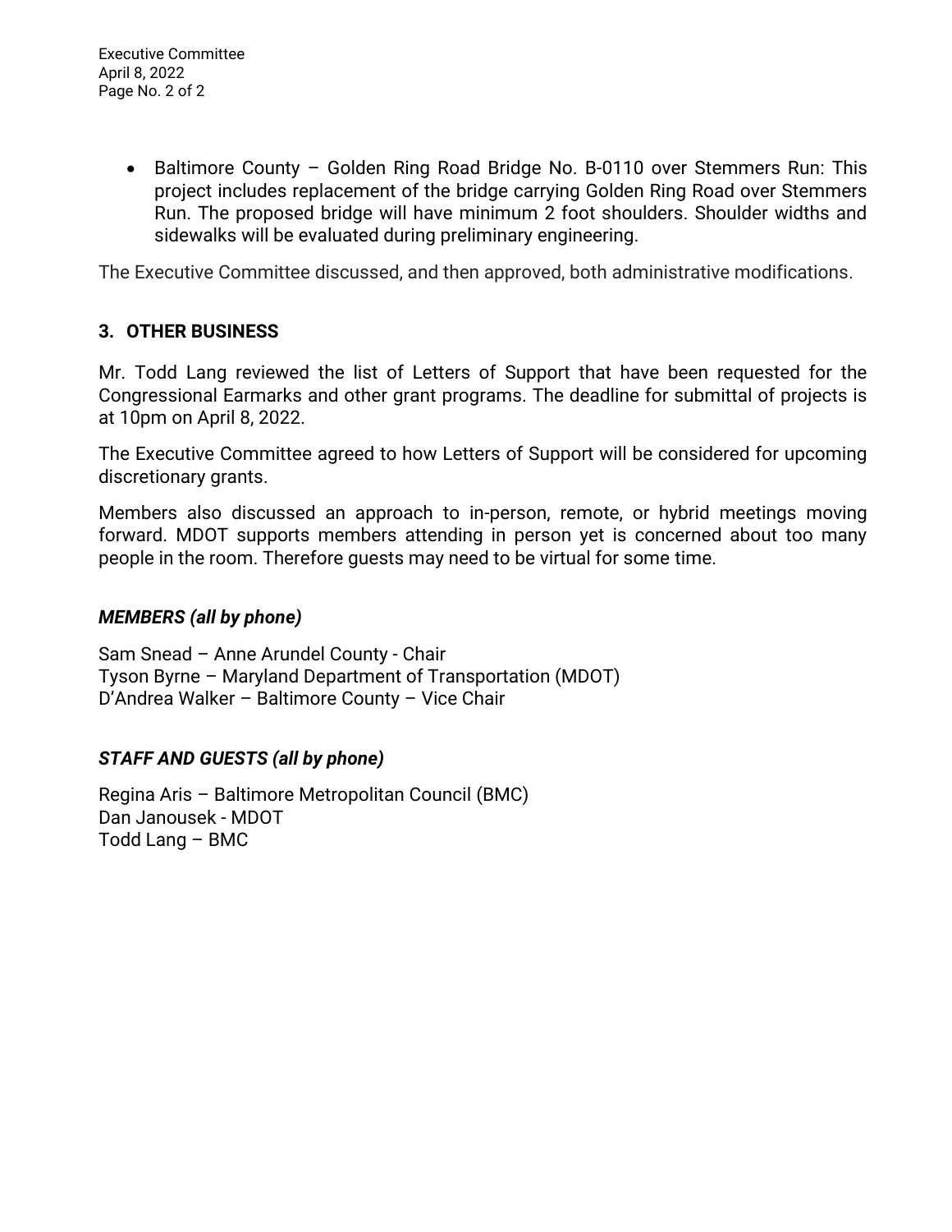- Baltimore County – Golden Ring Road Bridge No. B-0110 over Stemmers Run: This project includes replacement of the bridge carrying Golden Ring Road over Stemmers Run. The proposed bridge will have minimum 2 foot shoulders. Shoulder widths and sidewalks will be evaluated during preliminary engineering.

The Executive Committee discussed, and then approved, both administrative modifications.

## 3. OTHER BUSINESS

Mr. Todd Lang reviewed the list of Letters of Support that have been requested for the Congressional Earmarks and other grant programs. The deadline for submittal of projects is at 10pm on April 8, 2022.

The Executive Committee agreed to how Letters of Support will be considered for upcoming discretionary grants.

Members also discussed an approach to in-person, remote, or hybrid meetings moving forward. MDOT supports members attending in person yet is concerned about too many people in the room. Therefore guests may need to be virtual for some time.

### *MEMBERS (all by phone)*

Sam Snead – Anne Arundel County - Chair
Tyson Byrne – Maryland Department of Transportation (MDOT)
D'Andrea Walker – Baltimore County – Vice Chair

### *STAFF AND GUESTS (all by phone)*

Regina Aris – Baltimore Metropolitan Council (BMC)
Dan Janousek - MDOT
Todd Lang – BMC